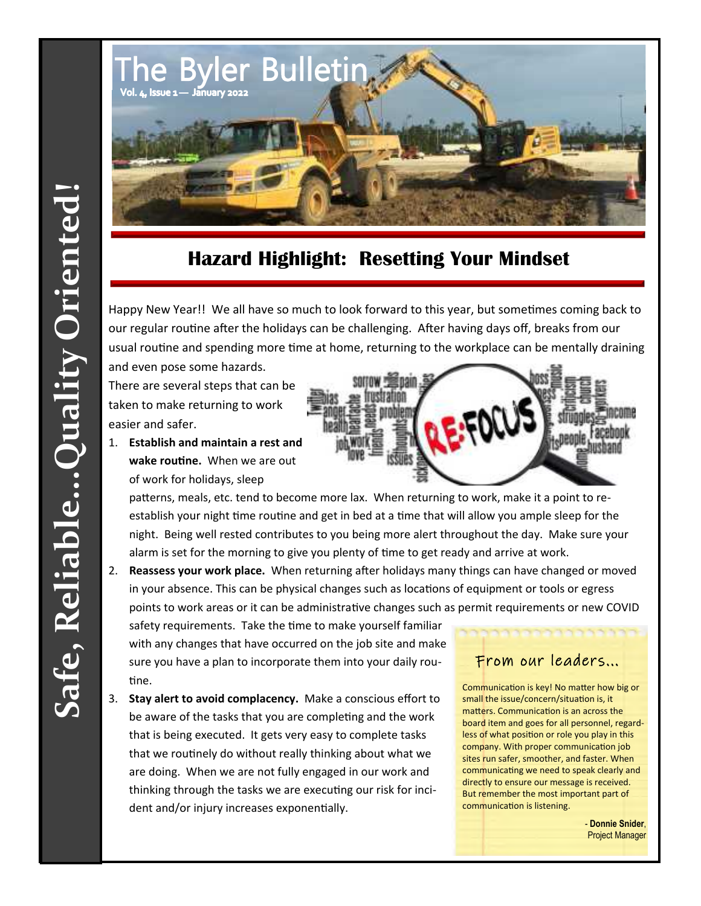# The Byler Bulletin

Vol. 4, Issue 1— January 2022

Safe, Reliable...Quality Oriented!

## Hazard Highlight: Resetting Your Mindset

Happy New Year!! We all have so much to look forward to this year, but sometimes coming back to our regular routine after the holidays can be challenging. After having days off, breaks from our usual routine and spending more time at home, returning to the workplace can be mentally draining and even pose some hazards.

There are several steps that can be taken to make returning to work easier and safer.

1. **Establish and maintain a rest and wake routine.** When we are out of work for holidays, sleep patterns, meals, etc. tend to become more lax. When returning to work, make it a point to re-establish your night time routine and get in bed at a time that will allow you ample sleep for the night. Being well rested contributes to you being more alert throughout the day. Make sure your alarm is set for the morning to give you plenty of time to get ready and arrive at work.
2. **Reassess your work place.** When returning after holidays many things can have changed or moved in your absence. This can be physical changes such as locations of equipment or tools or egress points to work areas or it can be administrative changes such as permit requirements or new COVID safety requirements. Take the time to make yourself familiar with any changes that have occurred on the job site and make sure you have a plan to incorporate them into your daily routine.
3. **Stay alert to avoid complacency.** Make a conscious effort to be aware of the tasks that you are completing and the work that is being executed. It gets very easy to complete tasks that we routinely do without really thinking about what we are doing. When we are not fully engaged in our work and thinking through the tasks we are executing our risk for incident and/or injury increases exponentially.

### From our leaders...

Communication is key! No matter how big or small the issue/concern/situation is, it matters. Communication is an across the board item and goes for all personnel, regardless of what position or role you play in this company. With proper communication job sites run safer, smoother, and faster. When communicating we need to speak clearly and directly to ensure our message is received. But remember the most important part of communication is listening.

- **Donnie Snider**, Project Manager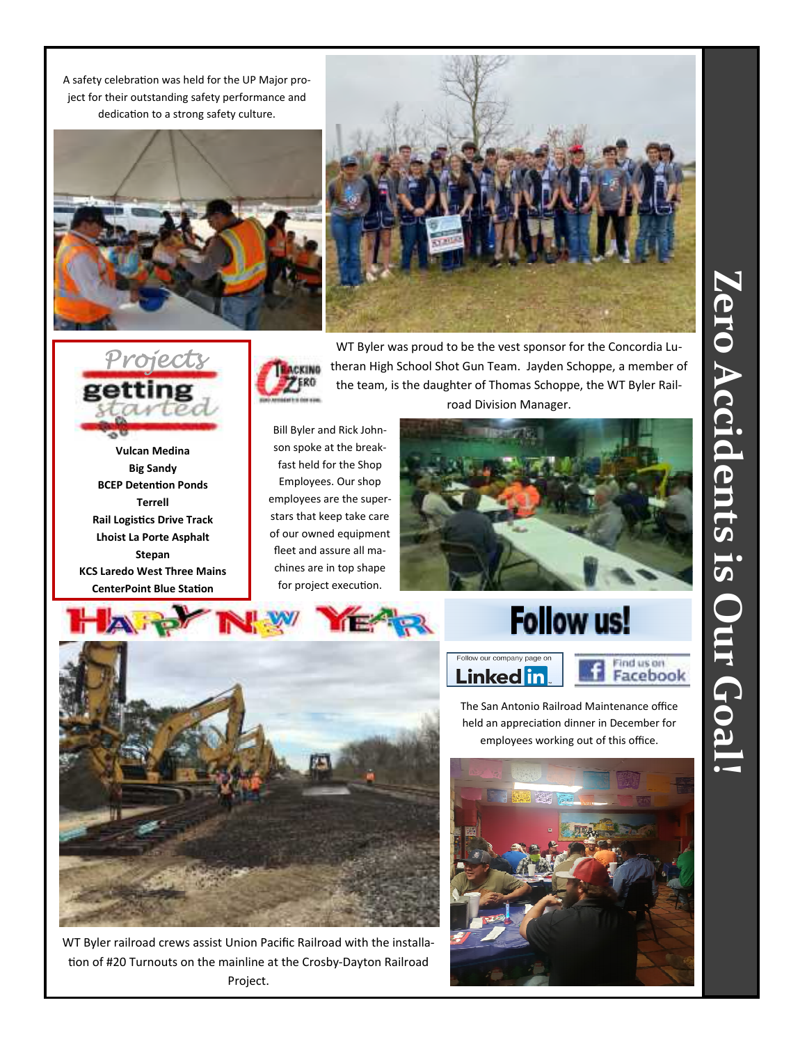# Zero Accidents is Our Goal!

A safety celebration was held for the UP Major project for their outstanding safety performance and dedication to a strong safety culture.

WT Byler was proud to be the vest sponsor for the Concordia Lutheran High School Shot Gun Team. Jayden Schoppe, a member of the team, is the daughter of Thomas Schoppe, the WT Byler Railroad Division Manager.

## Projects getting started

**Vulcan Medina**
**Big Sandy**
**BCEP Detention Ponds**
**Terrell**
**Rail Logistics Drive Track**
**Lhoist La Porte Asphalt**
**Stepan**
**KCS Laredo West Three Mains**
**CenterPoint Blue Station**

Tracking Zero

Bill Byler and Rick Johnson spoke at the breakfast held for the Shop Employees. Our shop employees are the superstars that keep take care of our owned equipment fleet and assure all machines are in top shape for project execution.

## HAPPY NEW YEAR

WT Byler railroad crews assist Union Pacific Railroad with the installation of #20 Turnouts on the mainline at the Crosby-Dayton Railroad Project.

## Follow us!

Follow our company page on LinkedIn

Find us on Facebook

The San Antonio Railroad Maintenance office held an appreciation dinner in December for employees working out of this office.